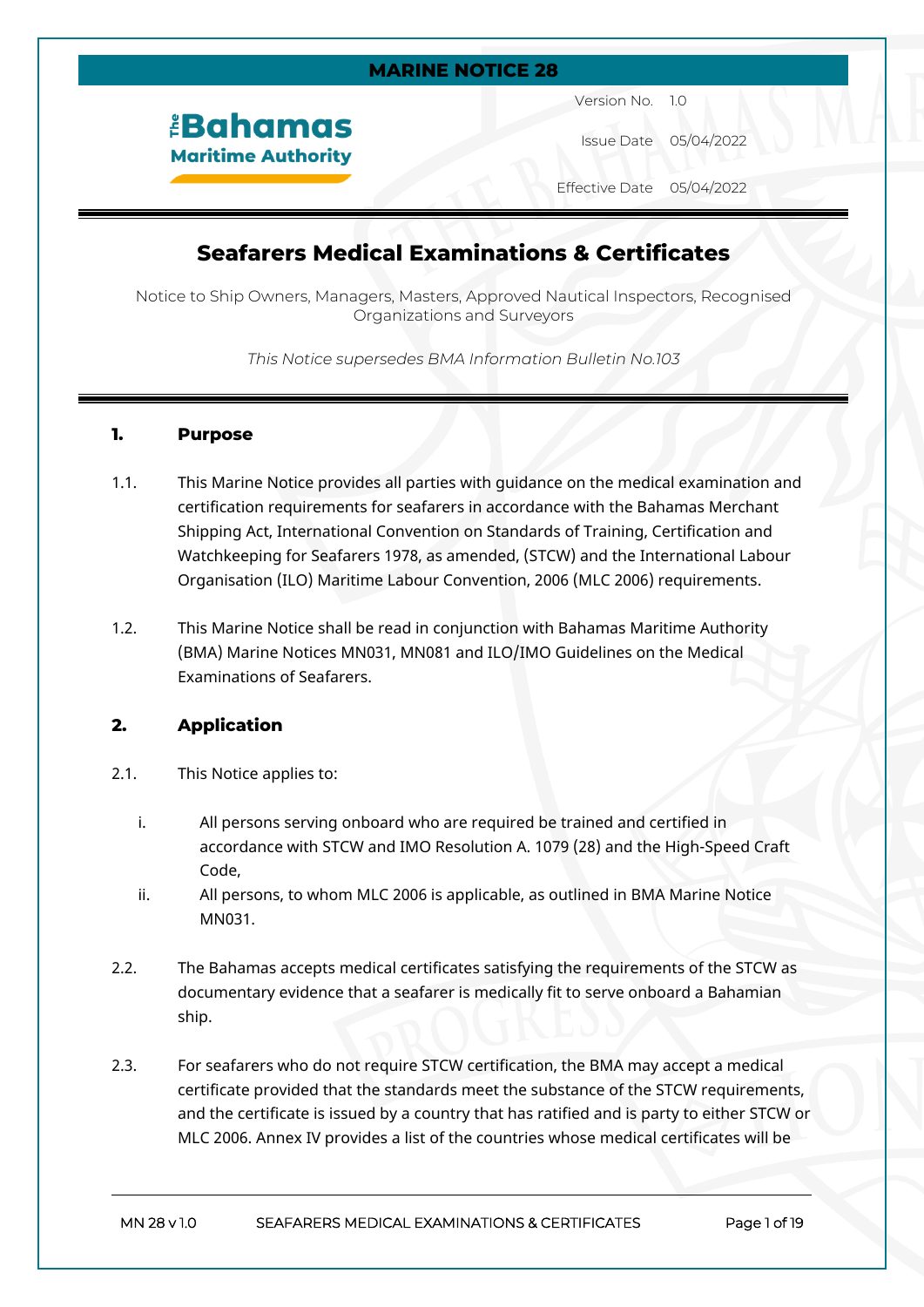**MARINE NOTICE 28**

The Bahamas Maritime Authority

| | |
|---|---|
| Version No. | 1.0 |
| Issue Date | 05/04/2022 |
| Effective Date | 05/04/2022 |

# Seafarers Medical Examinations & Certificates

Notice to Ship Owners, Managers, Masters, Approved Nautical Inspectors, Recognised Organizations and Surveyors

*This Notice supersedes BMA Information Bulletin No.103*

## 1. Purpose

1.1. This Marine Notice provides all parties with guidance on the medical examination and certification requirements for seafarers in accordance with the Bahamas Merchant Shipping Act, International Convention on Standards of Training, Certification and Watchkeeping for Seafarers 1978, as amended, (STCW) and the International Labour Organisation (ILO) Maritime Labour Convention, 2006 (MLC 2006) requirements.

1.2. This Marine Notice shall be read in conjunction with Bahamas Maritime Authority (BMA) Marine Notices MN031, MN081 and ILO/IMO Guidelines on the Medical Examinations of Seafarers.

## 2. Application

2.1. This Notice applies to:

i. All persons serving onboard who are required be trained and certified in accordance with STCW and IMO Resolution A. 1079 (28) and the High-Speed Craft Code,

ii. All persons, to whom MLC 2006 is applicable, as outlined in BMA Marine Notice MN031.

2.2. The Bahamas accepts medical certificates satisfying the requirements of the STCW as documentary evidence that a seafarer is medically fit to serve onboard a Bahamian ship.

2.3. For seafarers who do not require STCW certification, the BMA may accept a medical certificate provided that the standards meet the substance of the STCW requirements, and the certificate is issued by a country that has ratified and is party to either STCW or MLC 2006. Annex IV provides a list of the countries whose medical certificates will be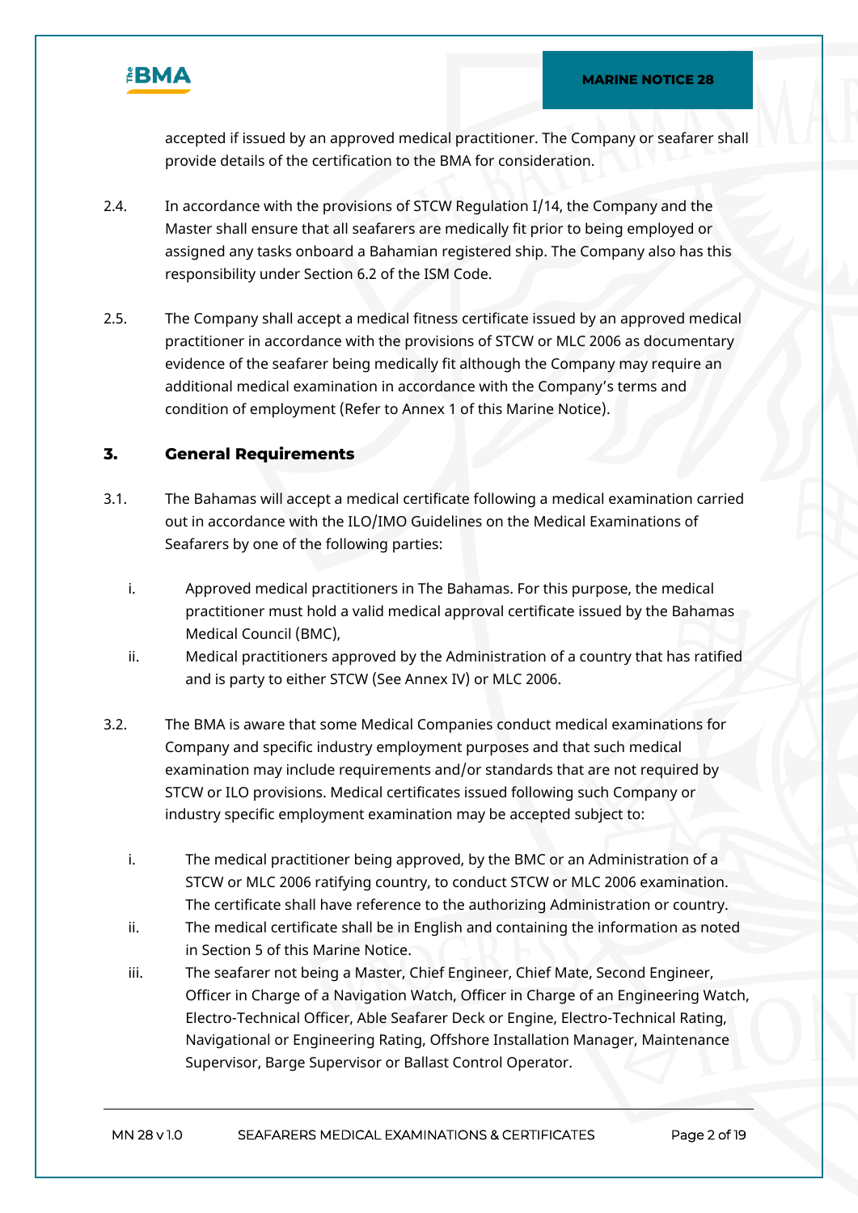accepted if issued by an approved medical practitioner. The Company or seafarer shall provide details of the certification to the BMA for consideration.

2.4. In accordance with the provisions of STCW Regulation I/14, the Company and the Master shall ensure that all seafarers are medically fit prior to being employed or assigned any tasks onboard a Bahamian registered ship. The Company also has this responsibility under Section 6.2 of the ISM Code.

2.5. The Company shall accept a medical fitness certificate issued by an approved medical practitioner in accordance with the provisions of STCW or MLC 2006 as documentary evidence of the seafarer being medically fit although the Company may require an additional medical examination in accordance with the Company's terms and condition of employment (Refer to Annex 1 of this Marine Notice).

## 3. General Requirements

3.1. The Bahamas will accept a medical certificate following a medical examination carried out in accordance with the ILO/IMO Guidelines on the Medical Examinations of Seafarers by one of the following parties:

i. Approved medical practitioners in The Bahamas. For this purpose, the medical practitioner must hold a valid medical approval certificate issued by the Bahamas Medical Council (BMC),

ii. Medical practitioners approved by the Administration of a country that has ratified and is party to either STCW (See Annex IV) or MLC 2006.

3.2. The BMA is aware that some Medical Companies conduct medical examinations for Company and specific industry employment purposes and that such medical examination may include requirements and/or standards that are not required by STCW or ILO provisions. Medical certificates issued following such Company or industry specific employment examination may be accepted subject to:

i. The medical practitioner being approved, by the BMC or an Administration of a STCW or MLC 2006 ratifying country, to conduct STCW or MLC 2006 examination. The certificate shall have reference to the authorizing Administration or country.

ii. The medical certificate shall be in English and containing the information as noted in Section 5 of this Marine Notice.

iii. The seafarer not being a Master, Chief Engineer, Chief Mate, Second Engineer, Officer in Charge of a Navigation Watch, Officer in Charge of an Engineering Watch, Electro-Technical Officer, Able Seafarer Deck or Engine, Electro-Technical Rating, Navigational or Engineering Rating, Offshore Installation Manager, Maintenance Supervisor, Barge Supervisor or Ballast Control Operator.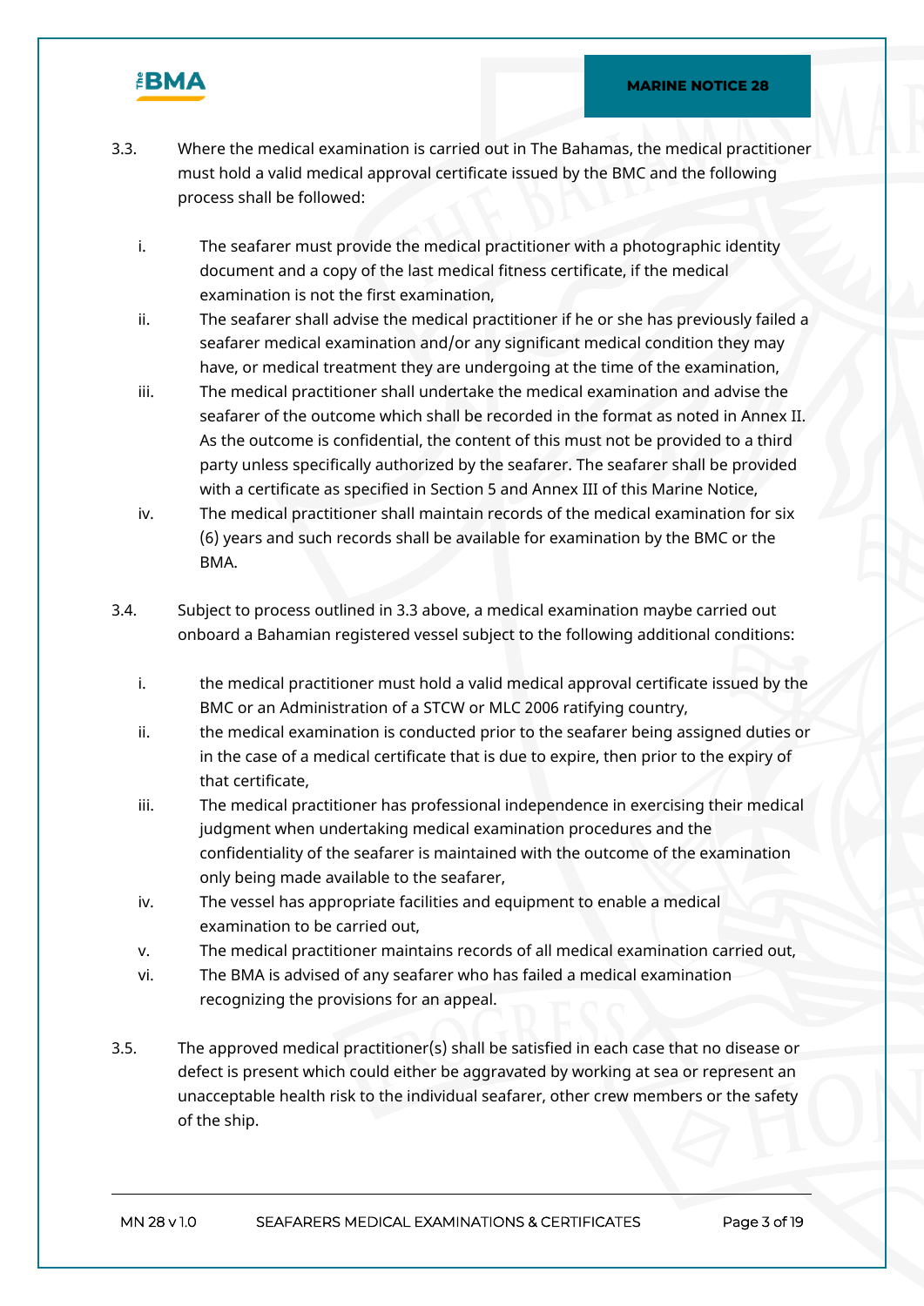3.3. Where the medical examination is carried out in The Bahamas, the medical practitioner must hold a valid medical approval certificate issued by the BMC and the following process shall be followed:

i. The seafarer must provide the medical practitioner with a photographic identity document and a copy of the last medical fitness certificate, if the medical examination is not the first examination,

ii. The seafarer shall advise the medical practitioner if he or she has previously failed a seafarer medical examination and/or any significant medical condition they may have, or medical treatment they are undergoing at the time of the examination,

iii. The medical practitioner shall undertake the medical examination and advise the seafarer of the outcome which shall be recorded in the format as noted in Annex II. As the outcome is confidential, the content of this must not be provided to a third party unless specifically authorized by the seafarer. The seafarer shall be provided with a certificate as specified in Section 5 and Annex III of this Marine Notice,

iv. The medical practitioner shall maintain records of the medical examination for six (6) years and such records shall be available for examination by the BMC or the BMA.

3.4. Subject to process outlined in 3.3 above, a medical examination maybe carried out onboard a Bahamian registered vessel subject to the following additional conditions:

i. the medical practitioner must hold a valid medical approval certificate issued by the BMC or an Administration of a STCW or MLC 2006 ratifying country,

ii. the medical examination is conducted prior to the seafarer being assigned duties or in the case of a medical certificate that is due to expire, then prior to the expiry of that certificate,

iii. The medical practitioner has professional independence in exercising their medical judgment when undertaking medical examination procedures and the confidentiality of the seafarer is maintained with the outcome of the examination only being made available to the seafarer,

iv. The vessel has appropriate facilities and equipment to enable a medical examination to be carried out,

v. The medical practitioner maintains records of all medical examination carried out,

vi. The BMA is advised of any seafarer who has failed a medical examination recognizing the provisions for an appeal.

3.5. The approved medical practitioner(s) shall be satisfied in each case that no disease or defect is present which could either be aggravated by working at sea or represent an unacceptable health risk to the individual seafarer, other crew members or the safety of the ship.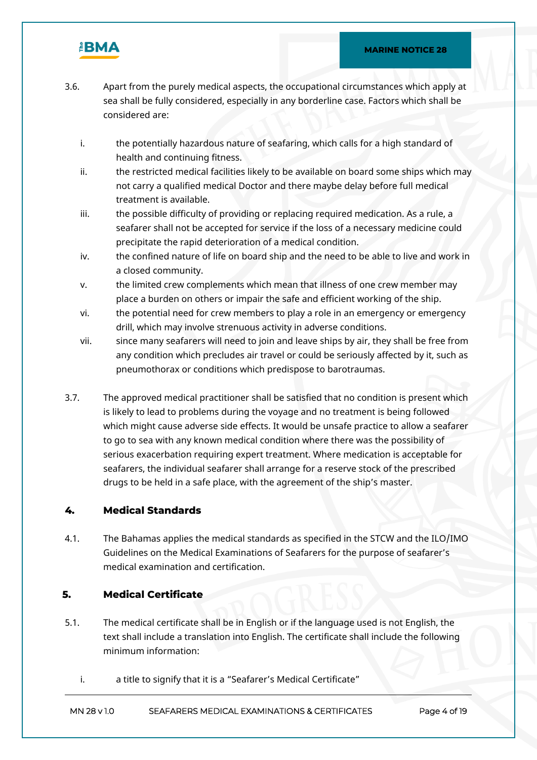3.6. Apart from the purely medical aspects, the occupational circumstances which apply at sea shall be fully considered, especially in any borderline case. Factors which shall be considered are:

i. the potentially hazardous nature of seafaring, which calls for a high standard of health and continuing fitness.

ii. the restricted medical facilities likely to be available on board some ships which may not carry a qualified medical Doctor and there maybe delay before full medical treatment is available.

iii. the possible difficulty of providing or replacing required medication. As a rule, a seafarer shall not be accepted for service if the loss of a necessary medicine could precipitate the rapid deterioration of a medical condition.

iv. the confined nature of life on board ship and the need to be able to live and work in a closed community.

v. the limited crew complements which mean that illness of one crew member may place a burden on others or impair the safe and efficient working of the ship.

vi. the potential need for crew members to play a role in an emergency or emergency drill, which may involve strenuous activity in adverse conditions.

vii. since many seafarers will need to join and leave ships by air, they shall be free from any condition which precludes air travel or could be seriously affected by it, such as pneumothorax or conditions which predispose to barotraumas.

3.7. The approved medical practitioner shall be satisfied that no condition is present which is likely to lead to problems during the voyage and no treatment is being followed which might cause adverse side effects. It would be unsafe practice to allow a seafarer to go to sea with any known medical condition where there was the possibility of serious exacerbation requiring expert treatment. Where medication is acceptable for seafarers, the individual seafarer shall arrange for a reserve stock of the prescribed drugs to be held in a safe place, with the agreement of the ship's master.

## 4. Medical Standards

4.1. The Bahamas applies the medical standards as specified in the STCW and the ILO/IMO Guidelines on the Medical Examinations of Seafarers for the purpose of seafarer's medical examination and certification.

## 5. Medical Certificate

5.1. The medical certificate shall be in English or if the language used is not English, the text shall include a translation into English. The certificate shall include the following minimum information:

i. a title to signify that it is a "Seafarer's Medical Certificate"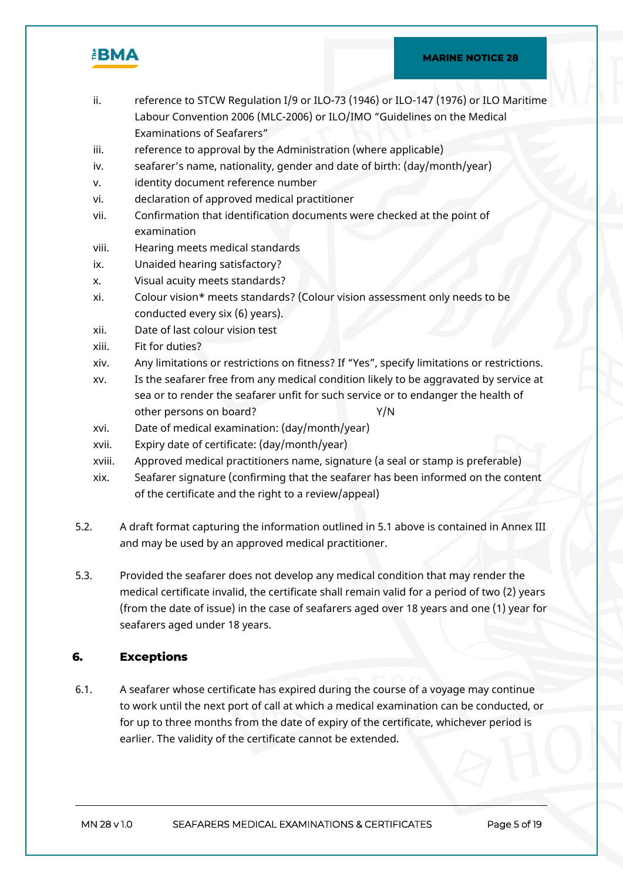ii. reference to STCW Regulation I/9 or ILO-73 (1946) or ILO-147 (1976) or ILO Maritime Labour Convention 2006 (MLC-2006) or ILO/IMO "Guidelines on the Medical Examinations of Seafarers"

iii. reference to approval by the Administration (where applicable)

iv. seafarer's name, nationality, gender and date of birth: (day/month/year)

v. identity document reference number

vi. declaration of approved medical practitioner

vii. Confirmation that identification documents were checked at the point of examination

viii. Hearing meets medical standards

ix. Unaided hearing satisfactory?

x. Visual acuity meets standards?

xi. Colour vision* meets standards? (Colour vision assessment only needs to be conducted every six (6) years).

xii. Date of last colour vision test

xiii. Fit for duties?

xiv. Any limitations or restrictions on fitness? If "Yes", specify limitations or restrictions.

xv. Is the seafarer free from any medical condition likely to be aggravated by service at sea or to render the seafarer unfit for such service or to endanger the health of other persons on board? Y/N

xvi. Date of medical examination: (day/month/year)

xvii. Expiry date of certificate: (day/month/year)

xviii. Approved medical practitioners name, signature (a seal or stamp is preferable)

xix. Seafarer signature (confirming that the seafarer has been informed on the content of the certificate and the right to a review/appeal)

5.2. A draft format capturing the information outlined in 5.1 above is contained in Annex III and may be used by an approved medical practitioner.

5.3. Provided the seafarer does not develop any medical condition that may render the medical certificate invalid, the certificate shall remain valid for a period of two (2) years (from the date of issue) in the case of seafarers aged over 18 years and one (1) year for seafarers aged under 18 years.

## 6. Exceptions

6.1. A seafarer whose certificate has expired during the course of a voyage may continue to work until the next port of call at which a medical examination can be conducted, or for up to three months from the date of expiry of the certificate, whichever period is earlier. The validity of the certificate cannot be extended.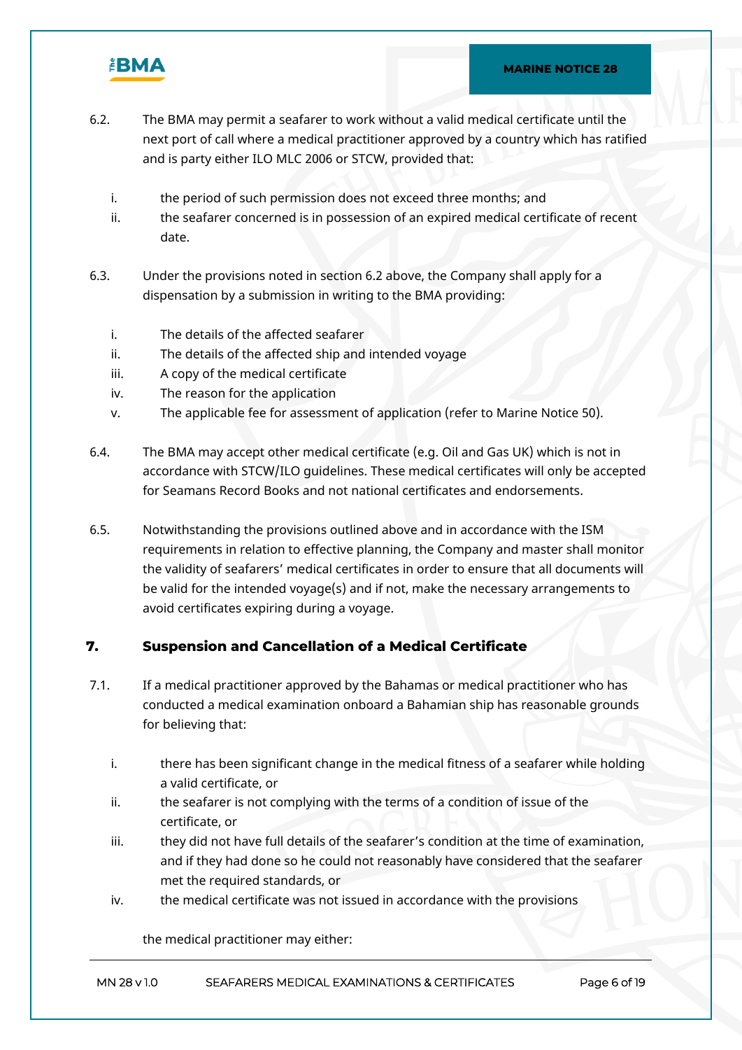6.2. The BMA may permit a seafarer to work without a valid medical certificate until the next port of call where a medical practitioner approved by a country which has ratified and is party either ILO MLC 2006 or STCW, provided that:

i. the period of such permission does not exceed three months; and
ii. the seafarer concerned is in possession of an expired medical certificate of recent date.

6.3. Under the provisions noted in section 6.2 above, the Company shall apply for a dispensation by a submission in writing to the BMA providing:

i. The details of the affected seafarer
ii. The details of the affected ship and intended voyage
iii. A copy of the medical certificate
iv. The reason for the application
v. The applicable fee for assessment of application (refer to Marine Notice 50).

6.4. The BMA may accept other medical certificate (e.g. Oil and Gas UK) which is not in accordance with STCW/ILO guidelines. These medical certificates will only be accepted for Seamans Record Books and not national certificates and endorsements.

6.5. Notwithstanding the provisions outlined above and in accordance with the ISM requirements in relation to effective planning, the Company and master shall monitor the validity of seafarers' medical certificates in order to ensure that all documents will be valid for the intended voyage(s) and if not, make the necessary arrangements to avoid certificates expiring during a voyage.

## 7. Suspension and Cancellation of a Medical Certificate

7.1. If a medical practitioner approved by the Bahamas or medical practitioner who has conducted a medical examination onboard a Bahamian ship has reasonable grounds for believing that:

i. there has been significant change in the medical fitness of a seafarer while holding a valid certificate, or
ii. the seafarer is not complying with the terms of a condition of issue of the certificate, or
iii. they did not have full details of the seafarer's condition at the time of examination, and if they had done so he could not reasonably have considered that the seafarer met the required standards, or
iv. the medical certificate was not issued in accordance with the provisions

the medical practitioner may either: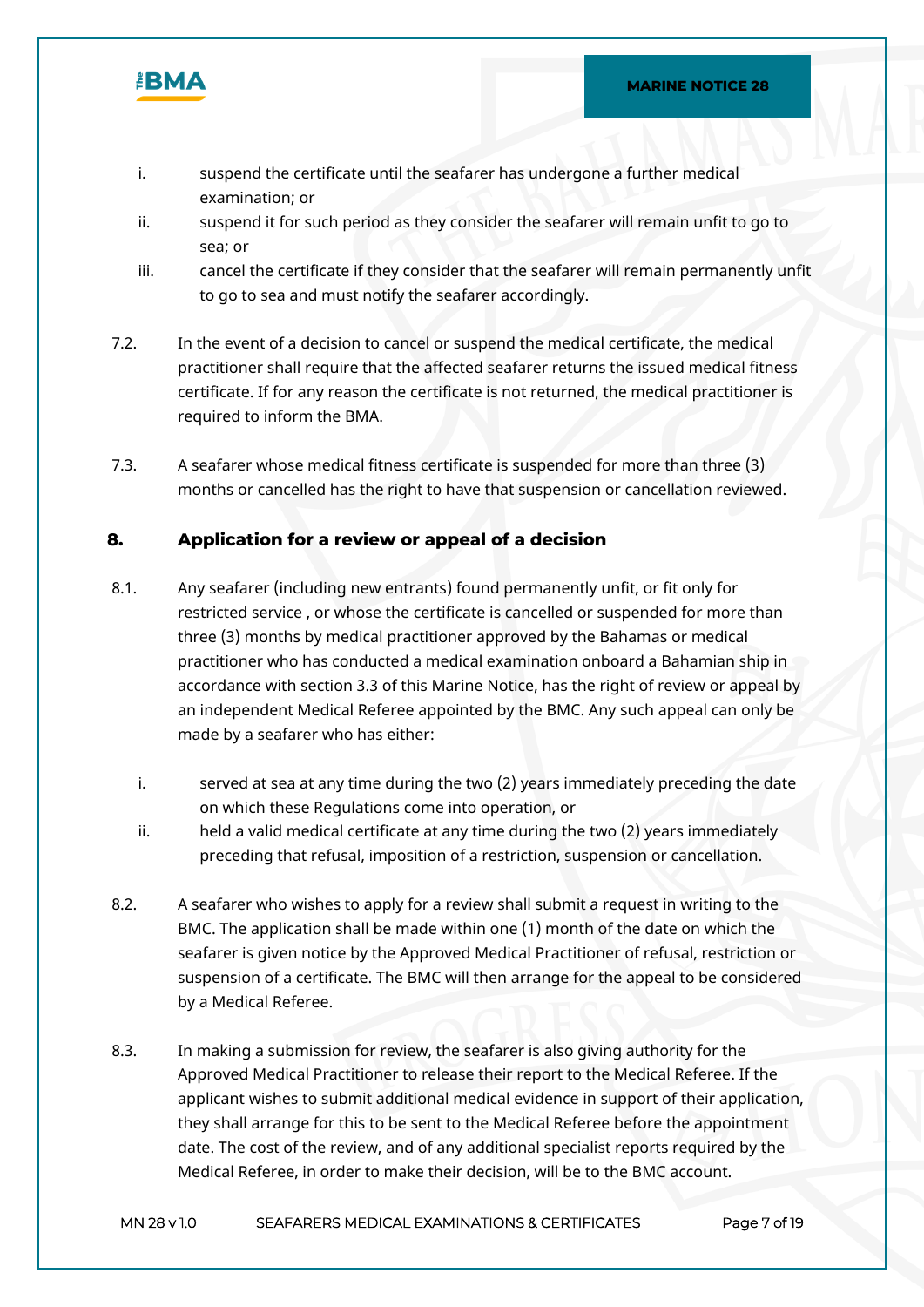i. suspend the certificate until the seafarer has undergone a further medical examination; or
ii. suspend it for such period as they consider the seafarer will remain unfit to go to sea; or
iii. cancel the certificate if they consider that the seafarer will remain permanently unfit to go to sea and must notify the seafarer accordingly.

7.2. In the event of a decision to cancel or suspend the medical certificate, the medical practitioner shall require that the affected seafarer returns the issued medical fitness certificate. If for any reason the certificate is not returned, the medical practitioner is required to inform the BMA.

7.3. A seafarer whose medical fitness certificate is suspended for more than three (3) months or cancelled has the right to have that suspension or cancellation reviewed.

## 8. Application for a review or appeal of a decision

8.1. Any seafarer (including new entrants) found permanently unfit, or fit only for restricted service , or whose the certificate is cancelled or suspended for more than three (3) months by medical practitioner approved by the Bahamas or medical practitioner who has conducted a medical examination onboard a Bahamian ship in accordance with section 3.3 of this Marine Notice, has the right of review or appeal by an independent Medical Referee appointed by the BMC. Any such appeal can only be made by a seafarer who has either:

i. served at sea at any time during the two (2) years immediately preceding the date on which these Regulations come into operation, or
ii. held a valid medical certificate at any time during the two (2) years immediately preceding that refusal, imposition of a restriction, suspension or cancellation.

8.2. A seafarer who wishes to apply for a review shall submit a request in writing to the BMC. The application shall be made within one (1) month of the date on which the seafarer is given notice by the Approved Medical Practitioner of refusal, restriction or suspension of a certificate. The BMC will then arrange for the appeal to be considered by a Medical Referee.

8.3. In making a submission for review, the seafarer is also giving authority for the Approved Medical Practitioner to release their report to the Medical Referee. If the applicant wishes to submit additional medical evidence in support of their application, they shall arrange for this to be sent to the Medical Referee before the appointment date. The cost of the review, and of any additional specialist reports required by the Medical Referee, in order to make their decision, will be to the BMC account.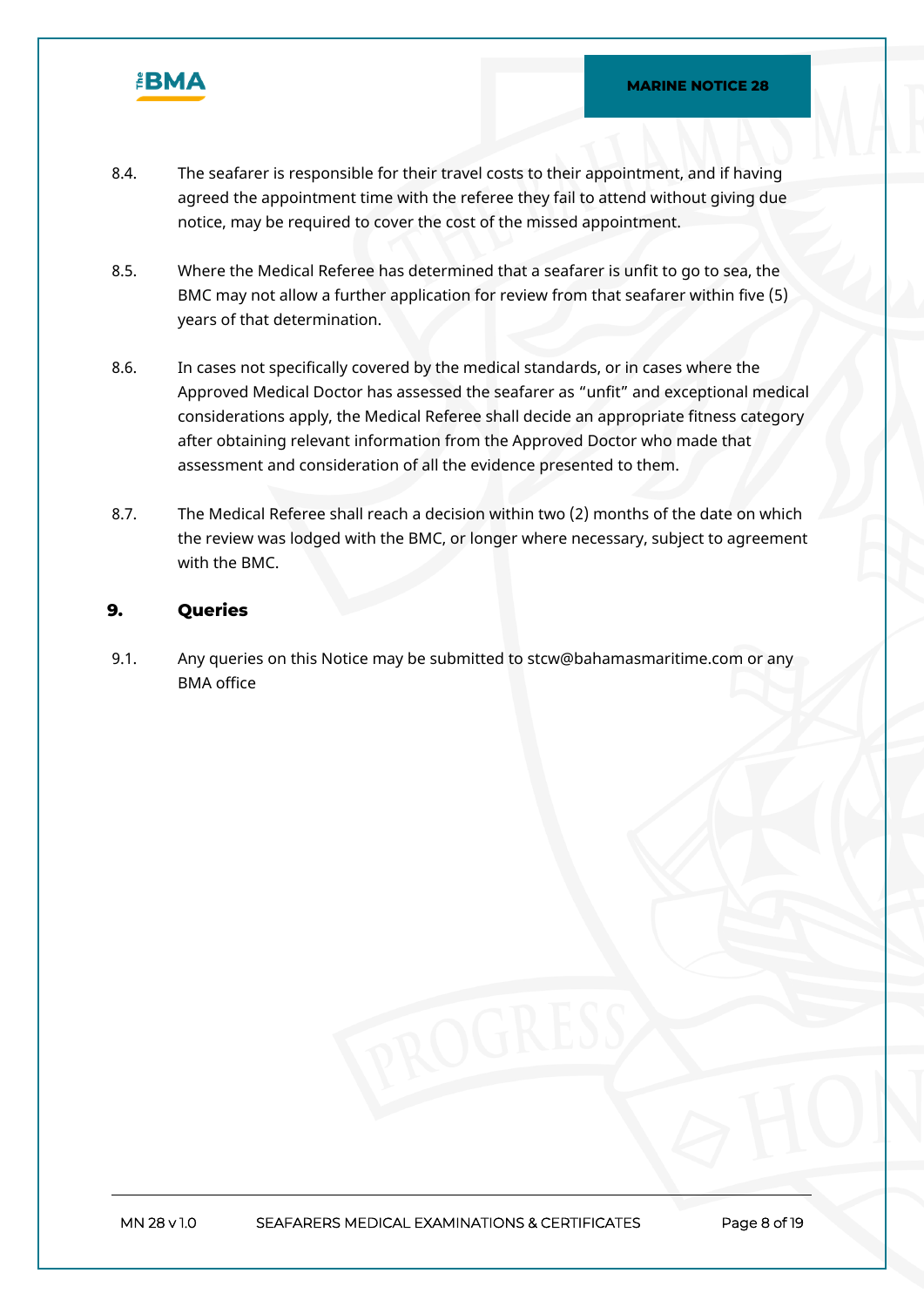8.4. The seafarer is responsible for their travel costs to their appointment, and if having agreed the appointment time with the referee they fail to attend without giving due notice, may be required to cover the cost of the missed appointment.

8.5. Where the Medical Referee has determined that a seafarer is unfit to go to sea, the BMC may not allow a further application for review from that seafarer within five (5) years of that determination.

8.6. In cases not specifically covered by the medical standards, or in cases where the Approved Medical Doctor has assessed the seafarer as “unfit” and exceptional medical considerations apply, the Medical Referee shall decide an appropriate fitness category after obtaining relevant information from the Approved Doctor who made that assessment and consideration of all the evidence presented to them.

8.7. The Medical Referee shall reach a decision within two (2) months of the date on which the review was lodged with the BMC, or longer where necessary, subject to agreement with the BMC.

## 9. Queries

9.1. Any queries on this Notice may be submitted to stcw@bahamasmaritime.com or any BMA office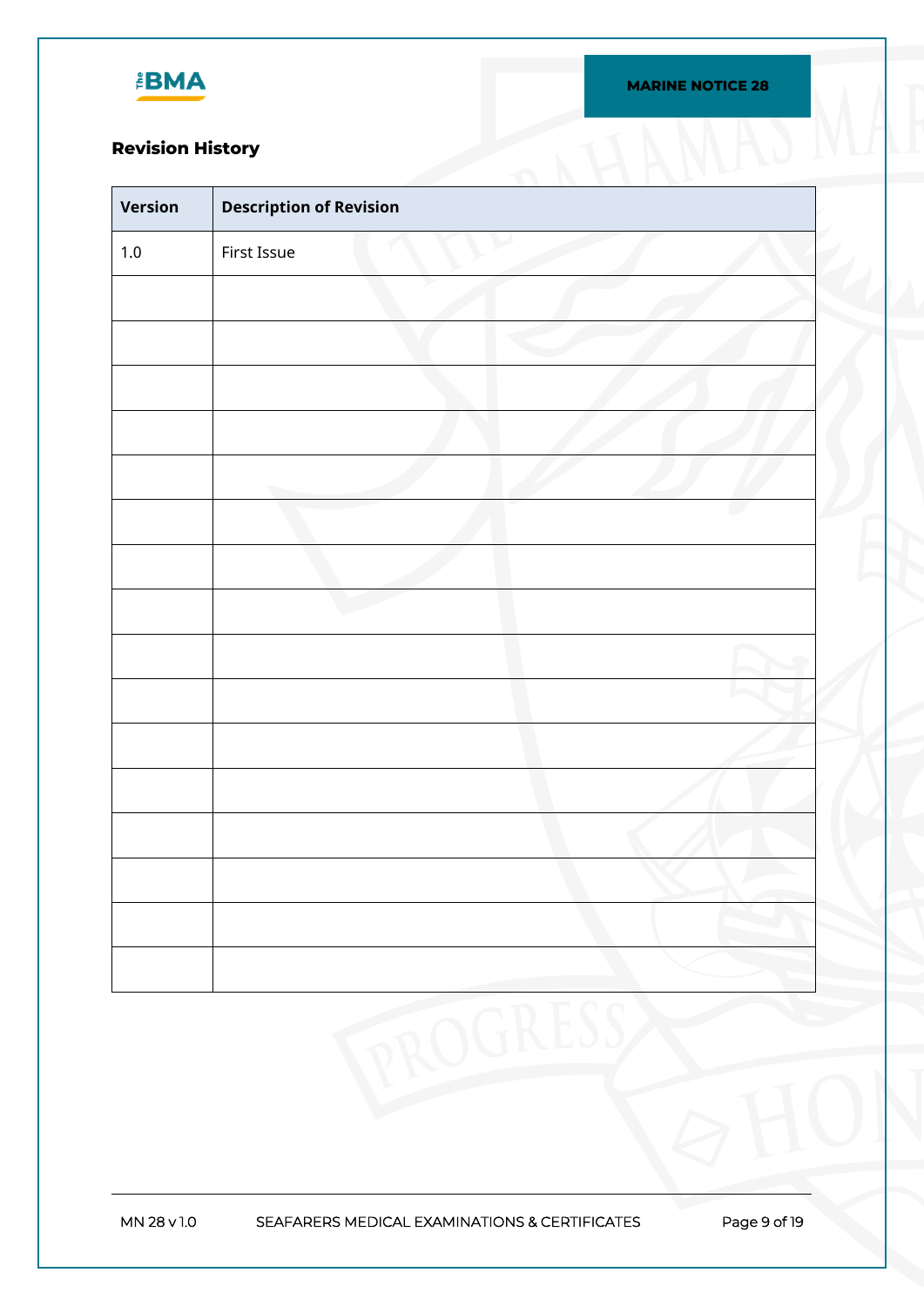## Revision History

| Version | Description of Revision |
|---|---|
| 1.0 | First Issue |
| | |
| | |
| | |
| | |
| | |
| | |
| | |
| | |
| | |
| | |
| | |
| | |
| | |
| | |
| | |
| | |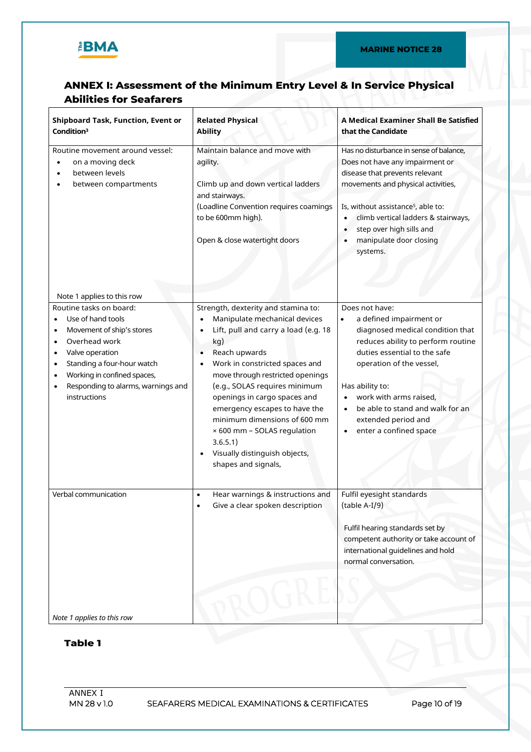## ANNEX I: Assessment of the Minimum Entry Level & In Service Physical Abilities for Seafarers

| Shipboard Task, Function, Event or Condition[3] | Related Physical Ability | A Medical Examiner Shall Be Satisfied that the Candidate |
|---|---|---|
| Routine movement around vessel:<br>• on a moving deck<br>• between levels<br>• between compartments<br><br>Note 1 applies to this row | Maintain balance and move with agility.<br><br>Climb up and down vertical ladders and stairways.<br>(Loadline Convention requires coamings to be 600mm high).<br><br>Open & close watertight doors | Has no disturbance in sense of balance,<br>Does not have any impairment or disease that prevents relevant movements and physical activities,<br><br>Is, without assistance[5], able to:<br>• climb vertical ladders & stairways,<br>• step over high sills and<br>• manipulate door closing systems. |
| Routine tasks on board:<br>• Use of hand tools<br>• Movement of ship's stores<br>• Overhead work<br>• Valve operation<br>• Standing a four-hour watch<br>• Working in confined spaces,<br>• Responding to alarms, warnings and instructions | Strength, dexterity and stamina to:<br>• Manipulate mechanical devices<br>• Lift, pull and carry a load (e.g. 18 kg)<br>• Reach upwards<br>• Work in constricted spaces and move through restricted openings (e.g., SOLAS requires minimum openings in cargo spaces and emergency escapes to have the minimum dimensions of 600 mm × 600 mm – SOLAS regulation 3.6.5.1)<br>• Visually distinguish objects, shapes and signals, | Does not have:<br>• a defined impairment or diagnosed medical condition that reduces ability to perform routine duties essential to the safe operation of the vessel,<br><br>Has ability to:<br>• work with arms raised,<br>• be able to stand and walk for an extended period and<br>• enter a confined space |
| Verbal communication<br><br>*Note 1 applies to this row* | • Hear warnings & instructions and<br>• Give a clear spoken description | Fulfil eyesight standards (table A-I/9)<br><br>Fulfil hearing standards set by competent authority or take account of international guidelines and hold normal conversation. |

**Table 1**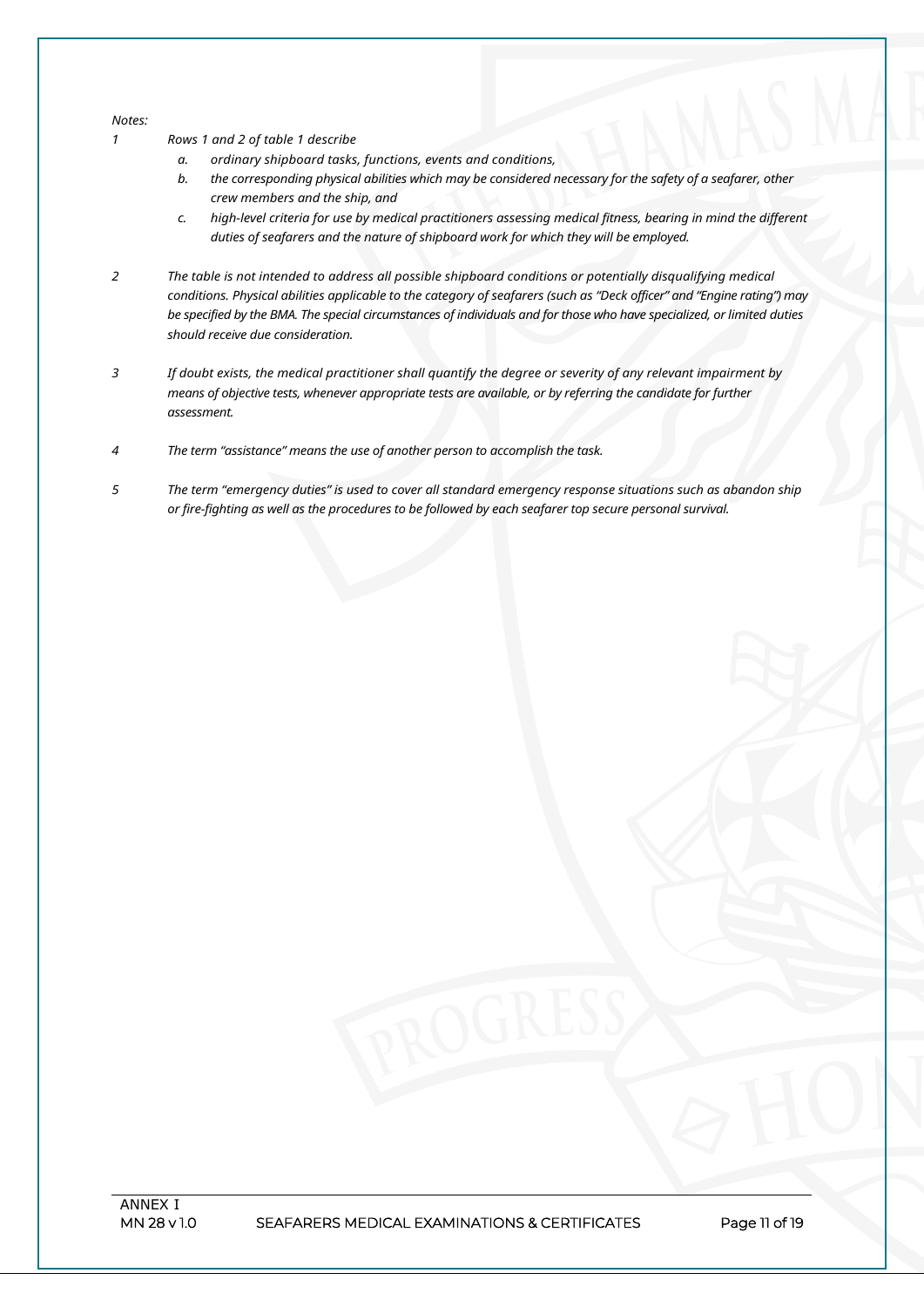*Notes:*

1. *Rows 1 and 2 of table 1 describe*
   - a. *ordinary shipboard tasks, functions, events and conditions,*
   - b. *the corresponding physical abilities which may be considered necessary for the safety of a seafarer, other crew members and the ship, and*
   - c. *high-level criteria for use by medical practitioners assessing medical fitness, bearing in mind the different duties of seafarers and the nature of shipboard work for which they will be employed.*

2. *The table is not intended to address all possible shipboard conditions or potentially disqualifying medical conditions. Physical abilities applicable to the category of seafarers (such as "Deck officer" and "Engine rating") may be specified by the BMA. The special circumstances of individuals and for those who have specialized, or limited duties should receive due consideration.*

3. *If doubt exists, the medical practitioner shall quantify the degree or severity of any relevant impairment by means of objective tests, whenever appropriate tests are available, or by referring the candidate for further assessment.*

4. *The term "assistance" means the use of another person to accomplish the task.*

5. *The term "emergency duties" is used to cover all standard emergency response situations such as abandon ship or fire-fighting as well as the procedures to be followed by each seafarer top secure personal survival.*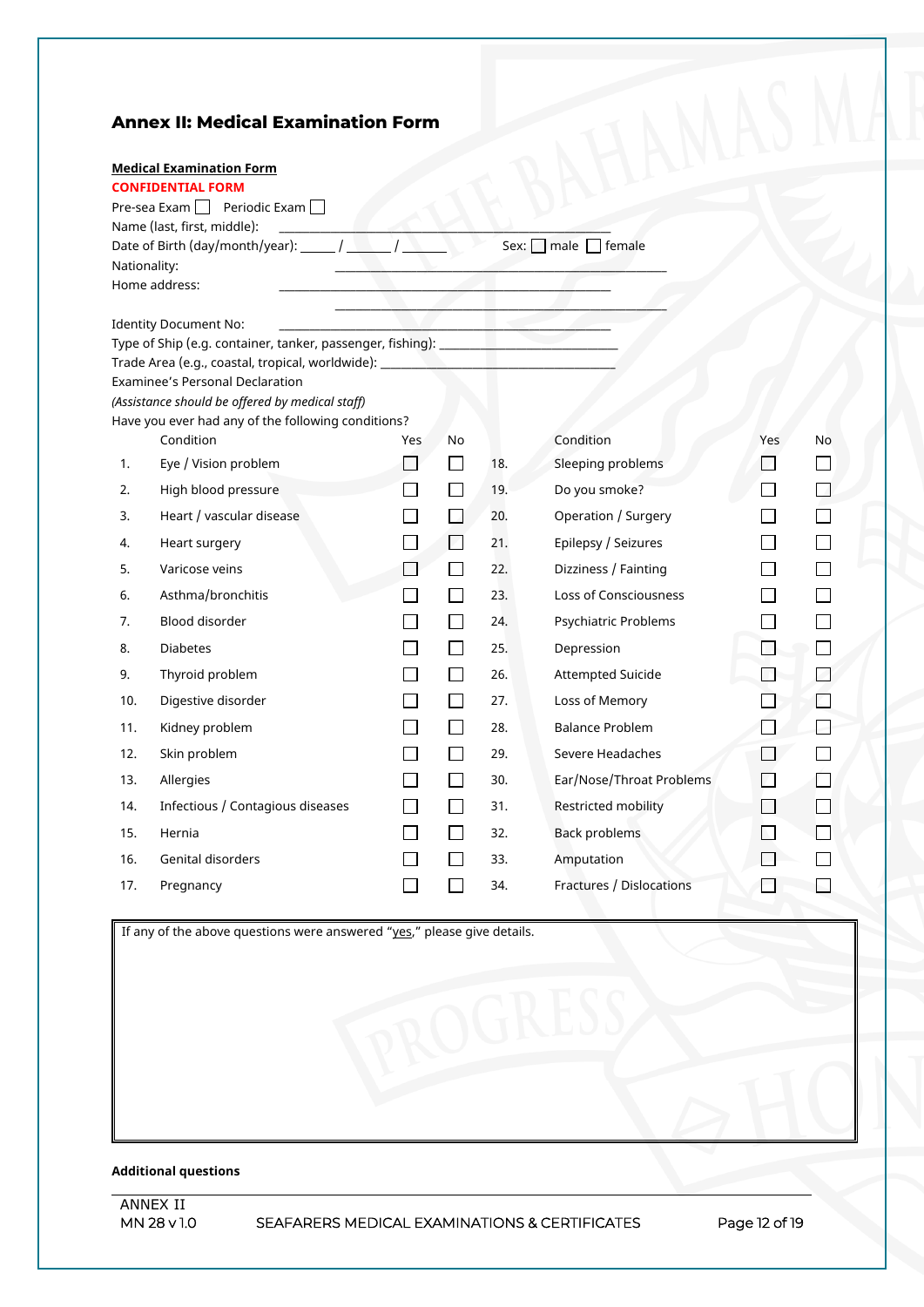# Annex II: Medical Examination Form

**Medical Examination Form**

**CONFIDENTIAL FORM**

Pre-sea Exam ☐ Periodic Exam ☐

Name (last, first, middle): ____________________________________________

Date of Birth (day/month/year): _____ / _______ / _______ Sex: ☐ male ☐ female

Nationality: ____________________________________________

Home address: ____________________________________________

____________________________________________

Identity Document No: ____________________________________________

Type of Ship (e.g. container, tanker, passenger, fishing): ___________________________

Trade Area (e.g., coastal, tropical, worldwide): ____________________________________

Examinee's Personal Declaration

*(Assistance should be offered by medical staff)*

Have you ever had any of the following conditions?

| | Condition | Yes | No | | Condition | Yes | No |
|---|---|---|---|---|---|---|---|
| 1. | Eye / Vision problem | ☐ | ☐ | 18. | Sleeping problems | ☐ | ☐ |
| 2. | High blood pressure | ☐ | ☐ | 19. | Do you smoke? | ☐ | ☐ |
| 3. | Heart / vascular disease | ☐ | ☐ | 20. | Operation / Surgery | ☐ | ☐ |
| 4. | Heart surgery | ☐ | ☐ | 21. | Epilepsy / Seizures | ☐ | ☐ |
| 5. | Varicose veins | ☐ | ☐ | 22. | Dizziness / Fainting | ☐ | ☐ |
| 6. | Asthma/bronchitis | ☐ | ☐ | 23. | Loss of Consciousness | ☐ | ☐ |
| 7. | Blood disorder | ☐ | ☐ | 24. | Psychiatric Problems | ☐ | ☐ |
| 8. | Diabetes | ☐ | ☐ | 25. | Depression | ☐ | ☐ |
| 9. | Thyroid problem | ☐ | ☐ | 26. | Attempted Suicide | ☐ | ☐ |
| 10. | Digestive disorder | ☐ | ☐ | 27. | Loss of Memory | ☐ | ☐ |
| 11. | Kidney problem | ☐ | ☐ | 28. | Balance Problem | ☐ | ☐ |
| 12. | Skin problem | ☐ | ☐ | 29. | Severe Headaches | ☐ | ☐ |
| 13. | Allergies | ☐ | ☐ | 30. | Ear/Nose/Throat Problems | ☐ | ☐ |
| 14. | Infectious / Contagious diseases | ☐ | ☐ | 31. | Restricted mobility | ☐ | ☐ |
| 15. | Hernia | ☐ | ☐ | 32. | Back problems | ☐ | ☐ |
| 16. | Genital disorders | ☐ | ☐ | 33. | Amputation | ☐ | ☐ |
| 17. | Pregnancy | ☐ | ☐ | 34. | Fractures / Dislocations | ☐ | ☐ |

| If any of the above questions were answered "yes," please give details. |
|---|
| |

**Additional questions**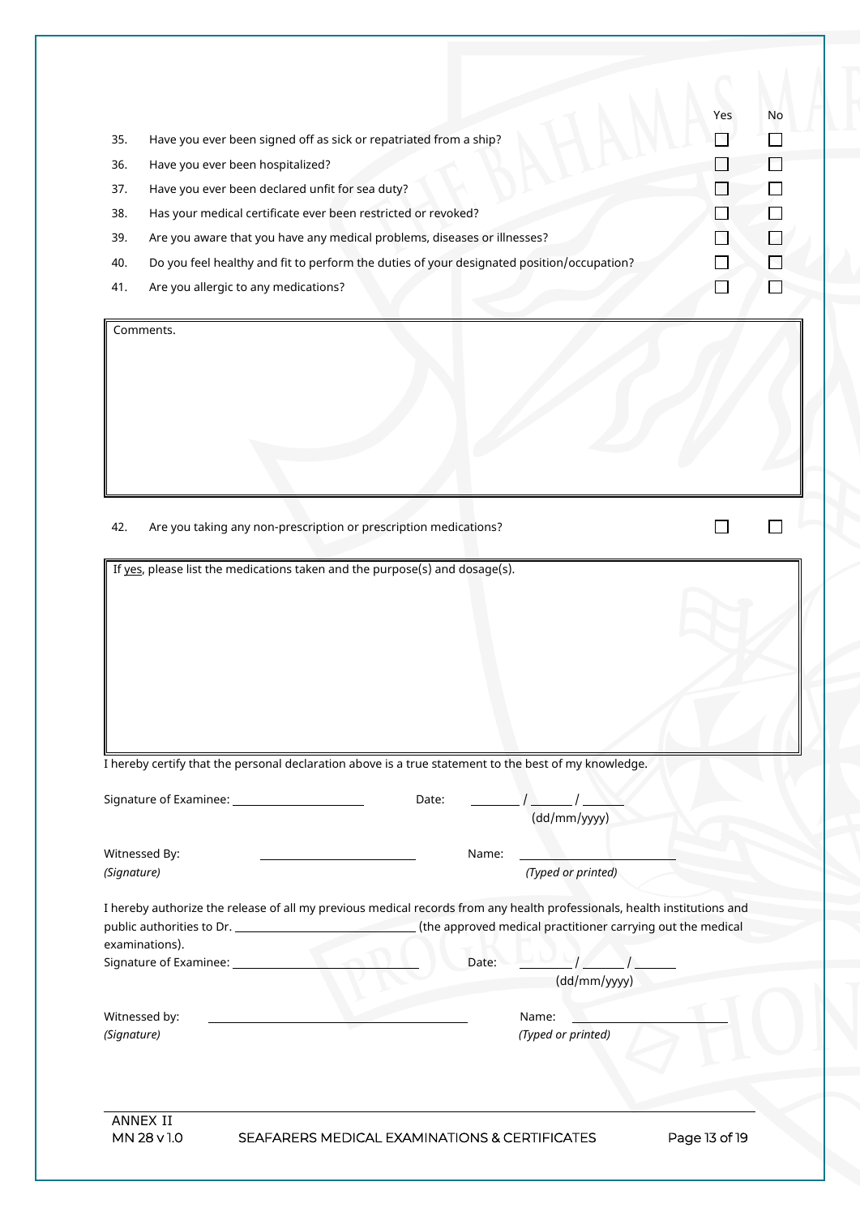| | | Yes | No |
|---|---|---|---|
| 35. | Have you ever been signed off as sick or repatriated from a ship? | ☐ | ☐ |
| 36. | Have you ever been hospitalized? | ☐ | ☐ |
| 37. | Have you ever been declared unfit for sea duty? | ☐ | ☐ |
| 38. | Has your medical certificate ever been restricted or revoked? | ☐ | ☐ |
| 39. | Are you aware that you have any medical problems, diseases or illnesses? | ☐ | ☐ |
| 40. | Do you feel healthy and fit to perform the duties of your designated position/occupation? | ☐ | ☐ |
| 41. | Are you allergic to any medications? | ☐ | ☐ |

| Comments. |
|---|
| |

| | | | |
|---|---|---|---|
| 42. | Are you taking any non-prescription or prescription medications? | ☐ | ☐ |

| If yes, please list the medications taken and the purpose(s) and dosage(s). |
|---|
| |

I hereby certify that the personal declaration above is a true statement to the best of my knowledge.

Signature of Examinee: ____________________ Date: ______ / ______ / ______ (dd/mm/yyyy)

Witnessed By: ____________________ Name: ____________________
*(Signature)* *(Typed or printed)*

I hereby authorize the release of all my previous medical records from any health professionals, health institutions and public authorities to Dr. ____________________ (the approved medical practitioner carrying out the medical examinations).

Signature of Examinee: ____________________ Date: ______ / ______ / ______ (dd/mm/yyyy)

Witnessed by: ____________________ Name: ____________________
*(Signature)* *(Typed or printed)*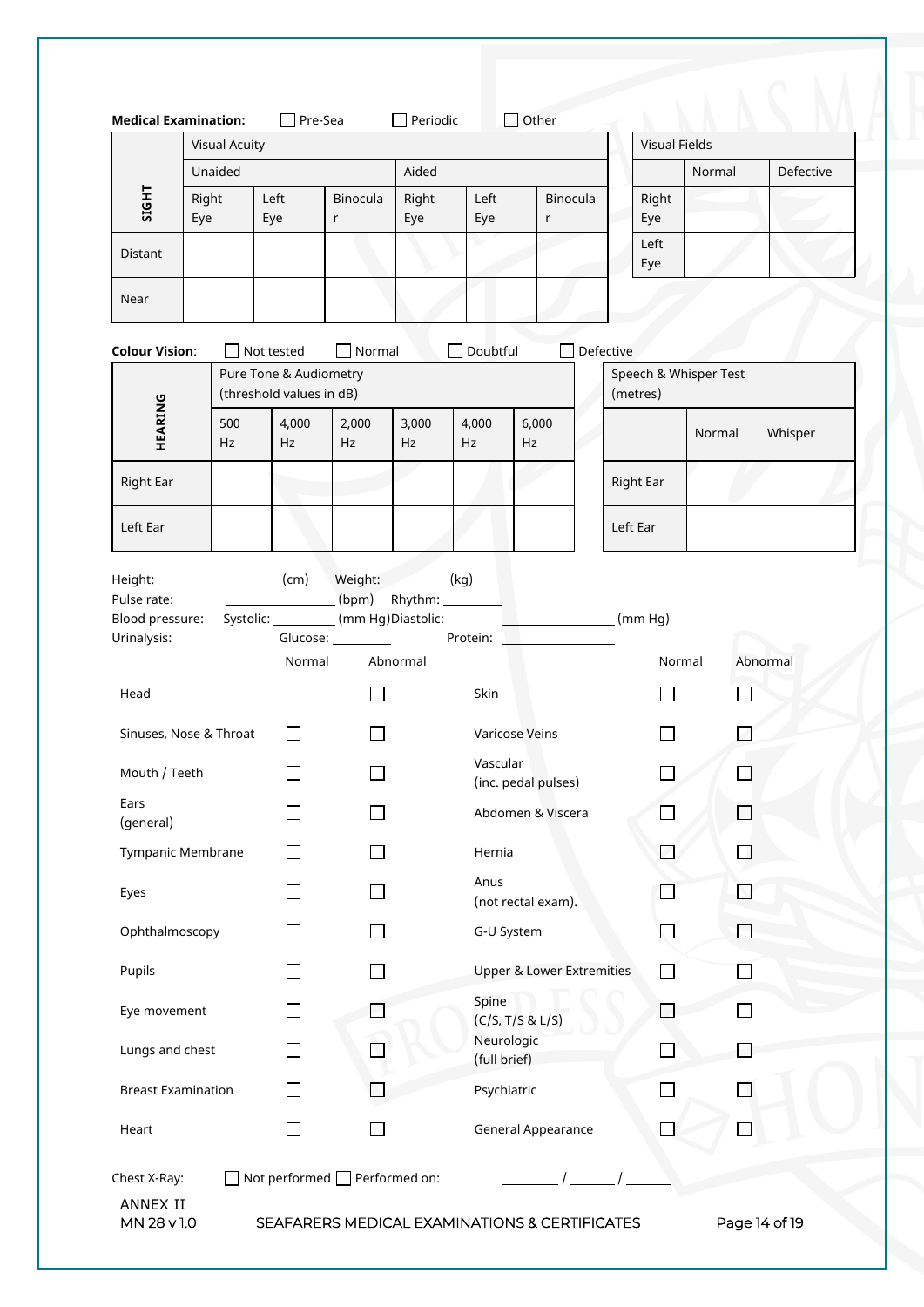**Medical Examination:** ☐ Pre-Sea ☐ Periodic ☐ Other

| SIGHT | Visual Acuity | | | | | |
|---|---|---|---|---|---|---|
| | Unaided | | | Aided | | |
| | Right Eye | Left Eye | Binocular | Right Eye | Left Eye | Binocular |
| Distant | | | | | | |
| Near | | | | | | |

| Visual Fields | | |
|---|---|---|
| | Normal | Defective |
| Right Eye | | |
| Left Eye | | |

**Colour Vision:** ☐ Not tested ☐ Normal ☐ Doubtful ☐ Defective

| HEARING | Pure Tone & Audiometry (threshold values in dB) | | | | | |
|---|---|---|---|---|---|---|
| | 500 Hz | 4,000 Hz | 2,000 Hz | 3,000 Hz | 4,000 Hz | 6,000 Hz |
| Right Ear | | | | | | |
| Left Ear | | | | | | |

| Speech & Whisper Test (metres) | | |
|---|---|---|
| | Normal | Whisper |
| Right Ear | | |
| Left Ear | | |

Height: ______________ (cm) Weight: __________ (kg)

Pulse rate: ______________ (bpm) Rhythm: __________

Blood pressure: Systolic: __________ (mm Hg) Diastolic: ______________ (mm Hg)

Urinalysis: Glucose: __________ Protein: ______________

| | Normal | Abnormal | | Normal | Abnormal |
|---|---|---|---|---|---|
| Head | ☐ | ☐ | Skin | ☐ | ☐ |
| Sinuses, Nose & Throat | ☐ | ☐ | Varicose Veins | ☐ | ☐ |
| Mouth / Teeth | ☐ | ☐ | Vascular (inc. pedal pulses) | ☐ | ☐ |
| Ears (general) | ☐ | ☐ | Abdomen & Viscera | ☐ | ☐ |
| Tympanic Membrane | ☐ | ☐ | Hernia | ☐ | ☐ |
| Eyes | ☐ | ☐ | Anus (not rectal exam). | ☐ | ☐ |
| Ophthalmoscopy | ☐ | ☐ | G-U System | ☐ | ☐ |
| Pupils | ☐ | ☐ | Upper & Lower Extremities | ☐ | ☐ |
| Eye movement | ☐ | ☐ | Spine (C/S, T/S & L/S) | ☐ | ☐ |
| Lungs and chest | ☐ | ☐ | Neurologic (full brief) | ☐ | ☐ |
| Breast Examination | ☐ | ☐ | Psychiatric | ☐ | ☐ |
| Heart | ☐ | ☐ | General Appearance | ☐ | ☐ |

Chest X-Ray: ☐ Not performed ☐ Performed on: ________ / ______ / ______

ANNEX II
MN 28 v 1.0 SEAFARERS MEDICAL EXAMINATIONS & CERTIFICATES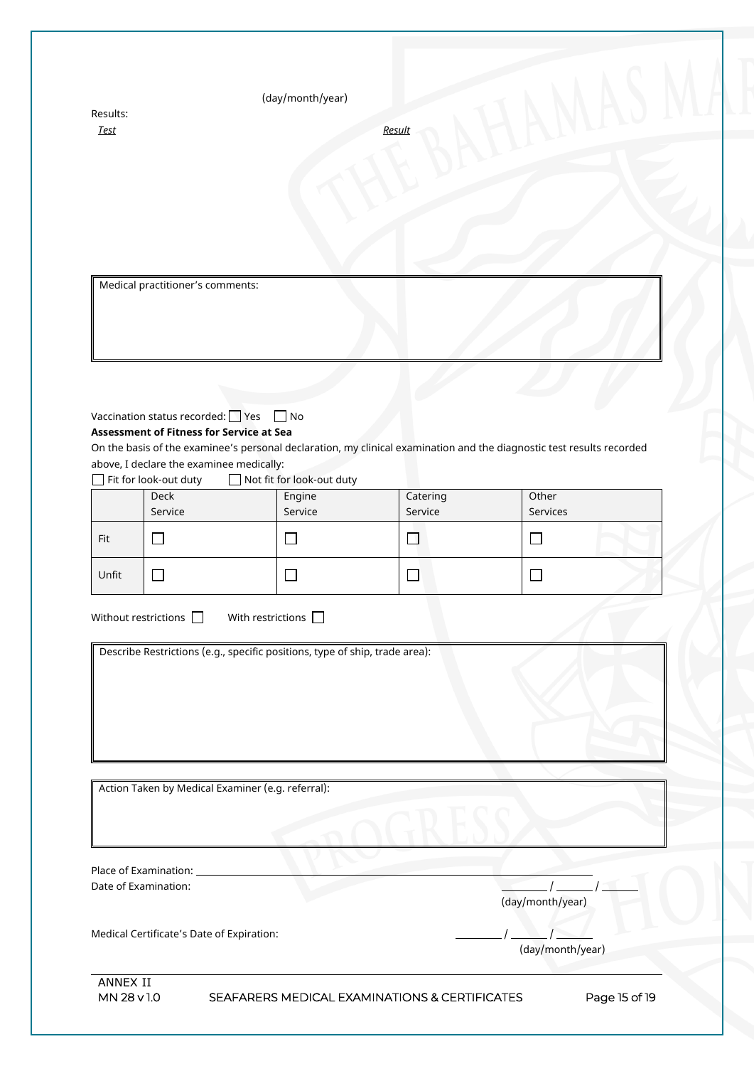(day/month/year)

Results:

*Test* *Result*

| Medical practitioner's comments: |
|---|
| |

Vaccination status recorded: ☐ Yes ☐ No

**Assessment of Fitness for Service at Sea**

On the basis of the examinee's personal declaration, my clinical examination and the diagnostic test results recorded above, I declare the examinee medically:

☐ Fit for look-out duty ☐ Not fit for look-out duty

| | Deck Service | Engine Service | Catering Service | Other Services |
|---|---|---|---|---|
| Fit | ☐ | ☐ | ☐ | ☐ |
| Unfit | ☐ | ☐ | ☐ | ☐ |

Without restrictions ☐ With restrictions ☐

| Describe Restrictions (e.g., specific positions, type of ship, trade area): |
|---|
| |

| Action Taken by Medical Examiner (e.g. referral): |
|---|
| |

Place of Examination: ______________________________________________

Date of Examination: ________ / ______ / ______ (day/month/year)

Medical Certificate's Date of Expiration: ________ / ______ / ______ (day/month/year)

ANNEX II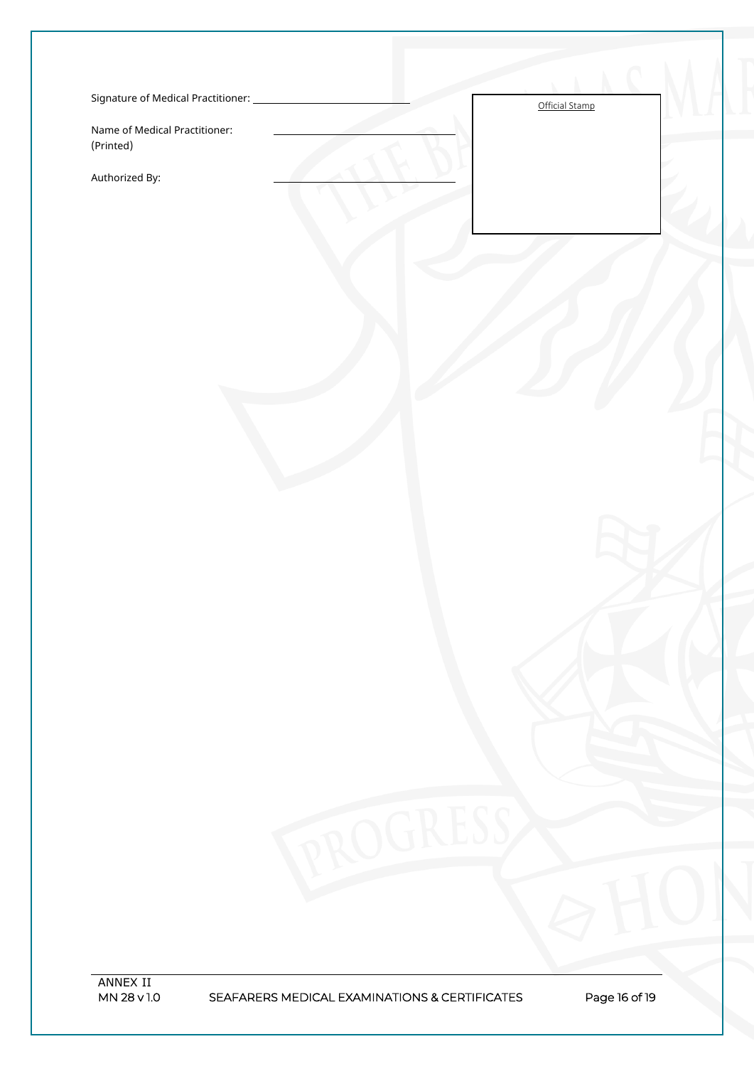Signature of Medical Practitioner: ____________________

Name of Medical Practitioner: ____________________
(Printed)

Authorized By: ____________________

| Official Stamp |
| --- |
| |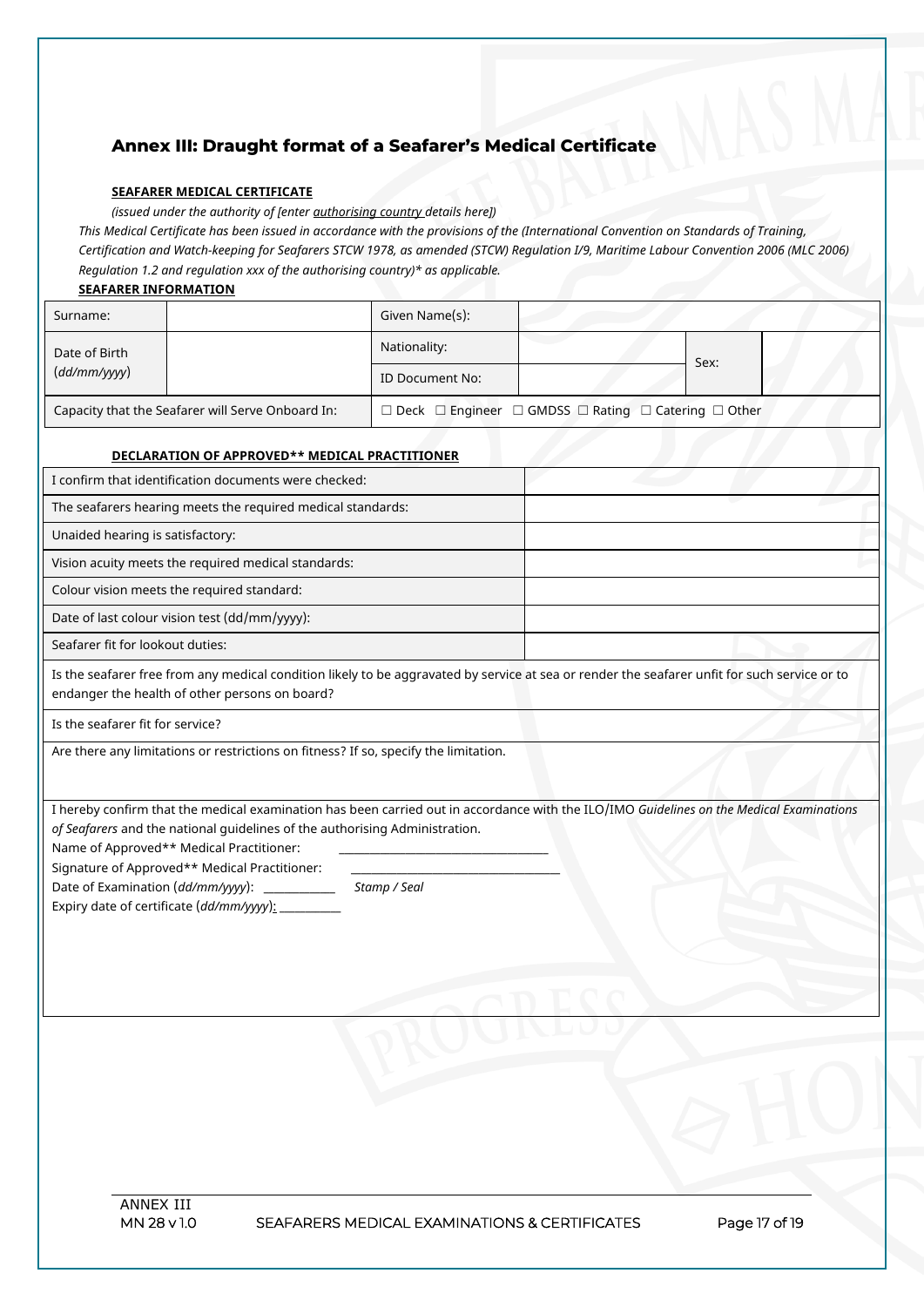## Annex III: Draught format of a Seafarer's Medical Certificate

**SEAFARER MEDICAL CERTIFICATE**

*(issued under the authority of [enter authorising country details here])*

*This Medical Certificate has been issued in accordance with the provisions of the (International Convention on Standards of Training, Certification and Watch-keeping for Seafarers STCW 1978, as amended (STCW) Regulation I/9, Maritime Labour Convention 2006 (MLC 2006) Regulation 1.2 and regulation xxx of the authorising country)* as applicable.*

**SEAFARER INFORMATION**

| Surname: | | Given Name(s): | | | |
|---|---|---|---|---|---|
| Date of Birth (*dd/mm/yyyy*) | | Nationality: | | Sex: | |
| | | ID Document No: | | | |
| Capacity that the Seafarer will Serve Onboard In: | | ☐ Deck ☐ Engineer ☐ GMDSS ☐ Rating ☐ Catering ☐ Other | | | |

**DECLARATION OF APPROVED** MEDICAL PRACTITIONER**

| | |
|---|---|
| I confirm that identification documents were checked: | |
| The seafarers hearing meets the required medical standards: | |
| Unaided hearing is satisfactory: | |
| Vision acuity meets the required medical standards: | |
| Colour vision meets the required standard: | |
| Date of last colour vision test (dd/mm/yyyy): | |
| Seafarer fit for lookout duties: | |

Is the seafarer free from any medical condition likely to be aggravated by service at sea or render the seafarer unfit for such service or to endanger the health of other persons on board?

Is the seafarer fit for service?

Are there any limitations or restrictions on fitness? If so, specify the limitation.

I hereby confirm that the medical examination has been carried out in accordance with the ILO/IMO *Guidelines on the Medical Examinations of Seafarers* and the national guidelines of the authorising Administration.

Name of Approved** Medical Practitioner: ______________________________

Signature of Approved** Medical Practitioner: ______________________________

Date of Examination (*dd/mm/yyyy*): ___________ *Stamp / Seal*

Expiry date of certificate (*dd/mm/yyyy*): __________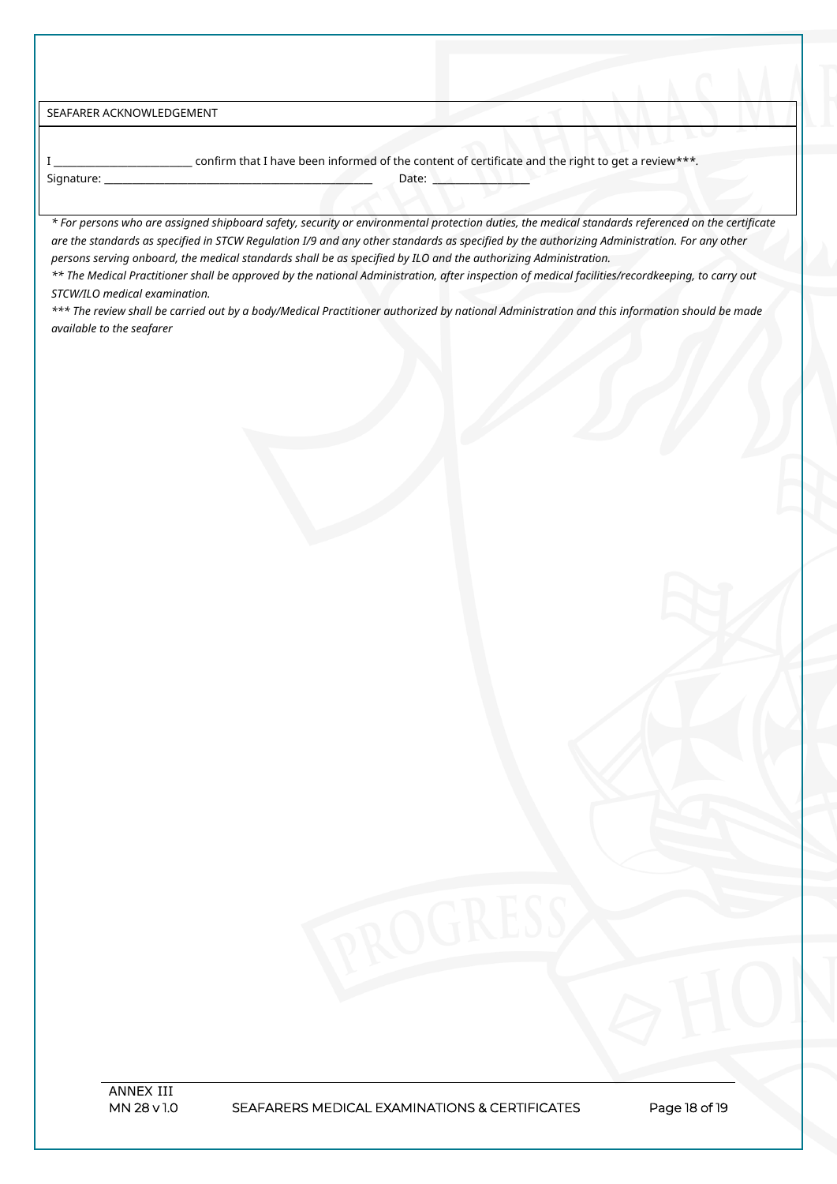| SEAFARER ACKNOWLEDGEMENT |
| --- |
| I ___________________________ confirm that I have been informed of the content of certificate and the right to get a review***.<br>Signature: ___________________________________________________ Date: ___________________ |

*\* For persons who are assigned shipboard safety, security or environmental protection duties, the medical standards referenced on the certificate are the standards as specified in STCW Regulation I/9 and any other standards as specified by the authorizing Administration. For any other persons serving onboard, the medical standards shall be as specified by ILO and the authorizing Administration.*

*\*\* The Medical Practitioner shall be approved by the national Administration, after inspection of medical facilities/recordkeeping, to carry out STCW/ILO medical examination.*

*\*\*\* The review shall be carried out by a body/Medical Practitioner authorized by national Administration and this information should be made available to the seafarer*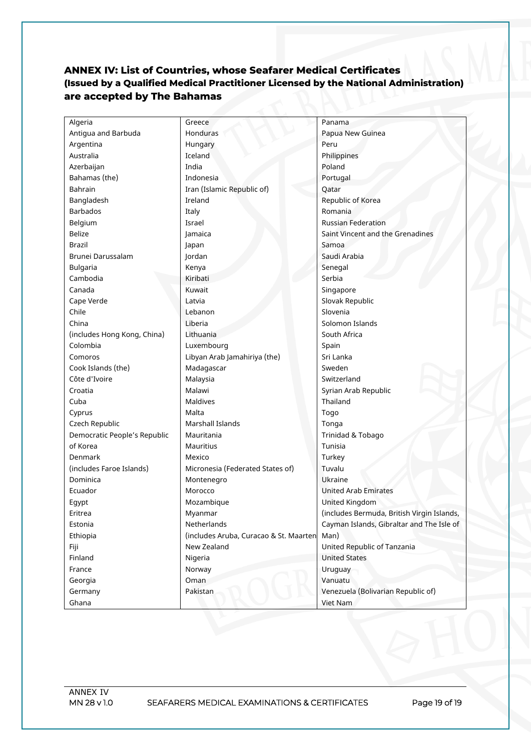## ANNEX IV: List of Countries, whose Seafarer Medical Certificates (Issued by a Qualified Medical Practitioner Licensed by the National Administration) are accepted by The Bahamas

| | | |
|---|---|---|
| Algeria | Greece | Panama |
| Antigua and Barbuda | Honduras | Papua New Guinea |
| Argentina | Hungary | Peru |
| Australia | Iceland | Philippines |
| Azerbaijan | India | Poland |
| Bahamas (the) | Indonesia | Portugal |
| Bahrain | Iran (Islamic Republic of) | Qatar |
| Bangladesh | Ireland | Republic of Korea |
| Barbados | Italy | Romania |
| Belgium | Israel | Russian Federation |
| Belize | Jamaica | Saint Vincent and the Grenadines |
| Brazil | Japan | Samoa |
| Brunei Darussalam | Jordan | Saudi Arabia |
| Bulgaria | Kenya | Senegal |
| Cambodia | Kiribati | Serbia |
| Canada | Kuwait | Singapore |
| Cape Verde | Latvia | Slovak Republic |
| Chile | Lebanon | Slovenia |
| China | Liberia | Solomon Islands |
| (includes Hong Kong, China) | Lithuania | South Africa |
| Colombia | Luxembourg | Spain |
| Comoros | Libyan Arab Jamahiriya (the) | Sri Lanka |
| Cook Islands (the) | Madagascar | Sweden |
| Côte d'Ivoire | Malaysia | Switzerland |
| Croatia | Malawi | Syrian Arab Republic |
| Cuba | Maldives | Thailand |
| Cyprus | Malta | Togo |
| Czech Republic | Marshall Islands | Tonga |
| Democratic People's Republic | Mauritania | Trinidad & Tobago |
| of Korea | Mauritius | Tunisia |
| Denmark | Mexico | Turkey |
| (includes Faroe Islands) | Micronesia (Federated States of) | Tuvalu |
| Dominica | Montenegro | Ukraine |
| Ecuador | Morocco | United Arab Emirates |
| Egypt | Mozambique | United Kingdom |
| Eritrea | Myanmar | (includes Bermuda, British Virgin Islands, |
| Estonia | Netherlands | Cayman Islands, Gibraltar and The Isle of |
| Ethiopia | (includes Aruba, Curacao & St. Maarten | Man) |
| Fiji | New Zealand | United Republic of Tanzania |
| Finland | Nigeria | United States |
| France | Norway | Uruguay |
| Georgia | Oman | Vanuatu |
| Germany | Pakistan | Venezuela (Bolivarian Republic of) |
| Ghana | | Viet Nam |